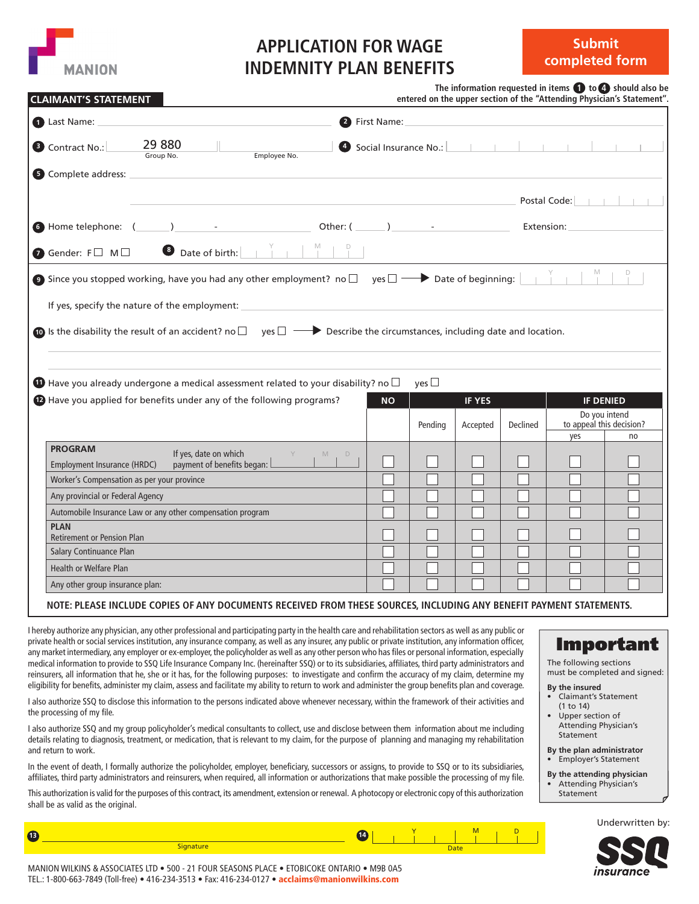MANION

# APPLICATION FOR WAGE INDEMNITY PLAN BENEFITS

Submit completed form

## CLAIMANT'S STATEMENT

**The information requested in items 1 to 4 should also be entered on the upper section of the "Attending Physician's Statement".**

1. Last Name: ______________________
2. First Name: ______________________
3. Contract No.: 29 880 (Group No.) ______ (Employee No.)
4. Social Insurance No.: ______________________
5. Complete address: ______________________ Postal Code: ________
6. Home telephone: ( ) - Other: ( ) - Extension: ________
7. Gender: F ☐ M ☐
8. Date of birth: Y M D
9. Since you stopped working, have you had any other employment? no ☐ yes ☐ → Date of beginning: Y M D

   If yes, specify the nature of the employment: ______________________
10. Is the disability the result of an accident? no ☐ yes ☐ → Describe the circumstances, including date and location.
11. Have you already undergone a medical assessment related to your disability? no ☐ yes ☐
12. Have you applied for benefits under any of the following programs?

| | NO | IF YES | | | IF DENIED | |
|---|---|---|---|---|---|---|
| | | Pending | Accepted | Declined | Do you intend to appeal this decision? yes | no |
| **PROGRAM** Employment Insurance (HRDC) — If yes, date on which payment of benefits began: Y M D | ☐ | ☐ | ☐ | ☐ | ☐ | ☐ |
| Worker's Compensation as per your province | ☐ | ☐ | ☐ | ☐ | ☐ | ☐ |
| Any provincial or Federal Agency | ☐ | ☐ | ☐ | ☐ | ☐ | ☐ |
| Automobile Insurance Law or any other compensation program | ☐ | ☐ | ☐ | ☐ | ☐ | ☐ |
| **PLAN** Retirement or Pension Plan | ☐ | ☐ | ☐ | ☐ | ☐ | ☐ |
| Salary Continuance Plan | ☐ | ☐ | ☐ | ☐ | ☐ | ☐ |
| Health or Welfare Plan | ☐ | ☐ | ☐ | ☐ | ☐ | ☐ |
| Any other group insurance plan: | ☐ | ☐ | ☐ | ☐ | ☐ | ☐ |

**NOTE: PLEASE INCLUDE COPIES OF ANY DOCUMENTS RECEIVED FROM THESE SOURCES, INCLUDING ANY BENEFIT PAYMENT STATEMENTS.**

I hereby authorize any physician, any other professional and participating party in the health care and rehabilitation sectors as well as any public or private health or social services institution, any insurance company, as well as any insurer, any public or private institution, any information officer, any market intermediary, any employer or ex-employer, the policyholder as well as any other person who has files or personal information, especially medical information to provide to SSQ Life Insurance Company Inc. (hereinafter SSQ) or to its subsidiaries, affiliates, third party administrators and reinsurers, all information that he, she or it has, for the following purposes: to investigate and confirm the accuracy of my claim, determine my eligibility for benefits, administer my claim, assess and facilitate my ability to return to work and administer the group benefits plan and coverage.

I also authorize SSQ to disclose this information to the persons indicated above whenever necessary, within the framework of their activities and the processing of my file.

I also authorize SSQ and my group policyholder's medical consultants to collect, use and disclose between them information about me including details relating to diagnosis, treatment, or medication, that is relevant to my claim, for the purpose of planning and managing my rehabilitation and return to work.

In the event of death, I formally authorize the policyholder, employer, beneficiary, successors or assigns, to provide to SSQ or to its subsidiaries, affiliates, third party administrators and reinsurers, when required, all information or authorizations that make possible the processing of my file.

This authorization is valid for the purposes of this contract, its amendment, extension or renewal. A photocopy or electronic copy of this authorization shall be as valid as the original.

### Important

The following sections must be completed and signed:

**By the insured**
- Claimant's Statement (1 to 14)
- Upper section of Attending Physician's Statement

**By the plan administrator**
- Employer's Statement

**By the attending physician**
- Attending Physician's Statement

13. ______________________ Signature
14. Y M D — Date

Underwritten by: SSQ insurance

MANION WILKINS & ASSOCIATES LTD • 500 - 21 FOUR SEASONS PLACE • ETOBICOKE ONTARIO • M9B 0A5
TEL.: 1-800-663-7849 (Toll-free) • 416-234-3513 • Fax: 416-234-0127 • acclaims@manionwilkins.com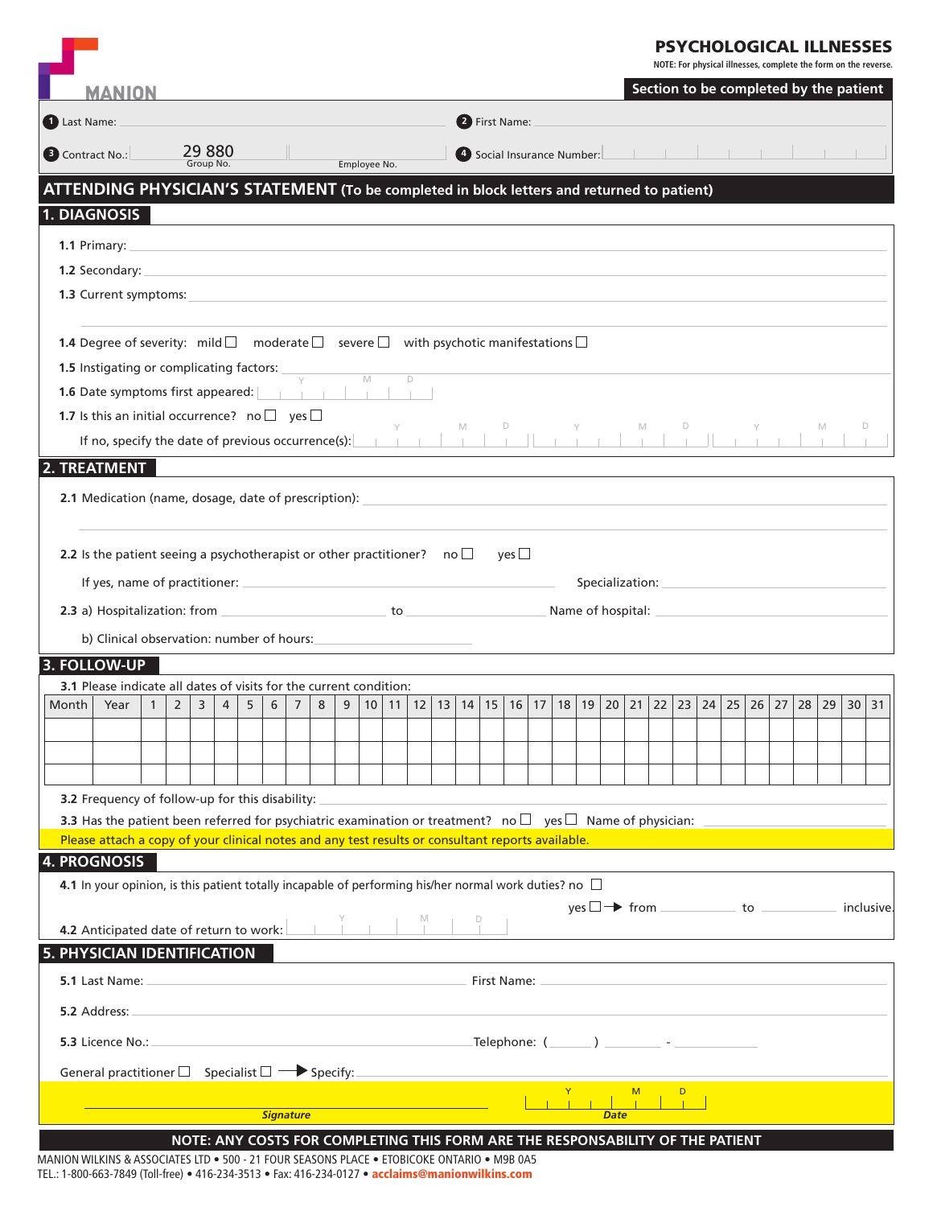MANION

# PSYCHOLOGICAL ILLNESSES

**NOTE: For physical illnesses, complete the form on the reverse.**

**Section to be completed by the patient**

1 Last Name: ______________________ 2 First Name: ______________________

3 Contract No.: 29 880 (Group No.) ______ (Employee No.) 4 Social Insurance Number: ______

## ATTENDING PHYSICIAN'S STATEMENT (To be completed in block letters and returned to patient)

### 1. DIAGNOSIS

**1.1** Primary: ______________________

**1.2** Secondary: ______________________

**1.3** Current symptoms: ______________________

**1.4** Degree of severity: mild ☐ moderate ☐ severe ☐ with psychotic manifestations ☐

**1.5** Instigating or complicating factors: ______________________

**1.6** Date symptoms first appeared: Y ____ M ____ D ____

**1.7** Is this an initial occurrence? no ☐ yes ☐

If no, specify the date of previous occurrence(s): Y ____ M ____ D ____ Y ____ M ____ D ____ Y ____ M ____ D ____

### 2. TREATMENT

**2.1** Medication (name, dosage, date of prescription): ______________________

**2.2** Is the patient seeing a psychotherapist or other practitioner? no ☐ yes ☐

If yes, name of practitioner: ______________________ Specialization: ______________________

**2.3** a) Hospitalization: from ____________ to ____________ Name of hospital: ______________________

b) Clinical observation: number of hours: ____________

### 3. FOLLOW-UP

**3.1** Please indicate all dates of visits for the current condition:

| Month | Year | 1 | 2 | 3 | 4 | 5 | 6 | 7 | 8 | 9 | 10 | 11 | 12 | 13 | 14 | 15 | 16 | 17 | 18 | 19 | 20 | 21 | 22 | 23 | 24 | 25 | 26 | 27 | 28 | 29 | 30 | 31 |
|---|---|---|---|---|---|---|---|---|---|---|---|---|---|---|---|---|---|---|---|---|---|---|---|---|---|---|---|---|---|---|---|---|
| | | | | | | | | | | | | | | | | | | | | | | | | | | | | | | | | |
| | | | | | | | | | | | | | | | | | | | | | | | | | | | | | | | | |
| | | | | | | | | | | | | | | | | | | | | | | | | | | | | | | | | |

**3.2** Frequency of follow-up for this disability: ______________________

**3.3** Has the patient been referred for psychiatric examination or treatment? no ☐ yes ☐ Name of physician: ______________________

Please attach a copy of your clinical notes and any test results or consultant reports available.

### 4. PROGNOSIS

**4.1** In your opinion, is this patient totally incapable of performing his/her normal work duties? no ☐

yes ☐ → from ____________ to ____________ inclusive.

**4.2** Anticipated date of return to work: Y ____ M ____ D ____

### 5. PHYSICIAN IDENTIFICATION

**5.1** Last Name: ______________________ First Name: ______________________

**5.2** Address: ______________________

**5.3** Licence No.: ______________________ Telephone: ( ______ ) ________ - ________

General practitioner ☐ Specialist ☐ → Specify: ______________________

______________________ *Signature* Y ____ M ____ D ____ *Date*

**NOTE: ANY COSTS FOR COMPLETING THIS FORM ARE THE RESPONSABILITY OF THE PATIENT**

MANION WILKINS & ASSOCIATES LTD • 500 - 21 FOUR SEASONS PLACE • ETOBICOKE ONTARIO • M9B 0A5
TEL.: 1-800-663-7849 (Toll-free) • 416-234-3513 • Fax: 416-234-0127 • acclaims@manionwilkins.com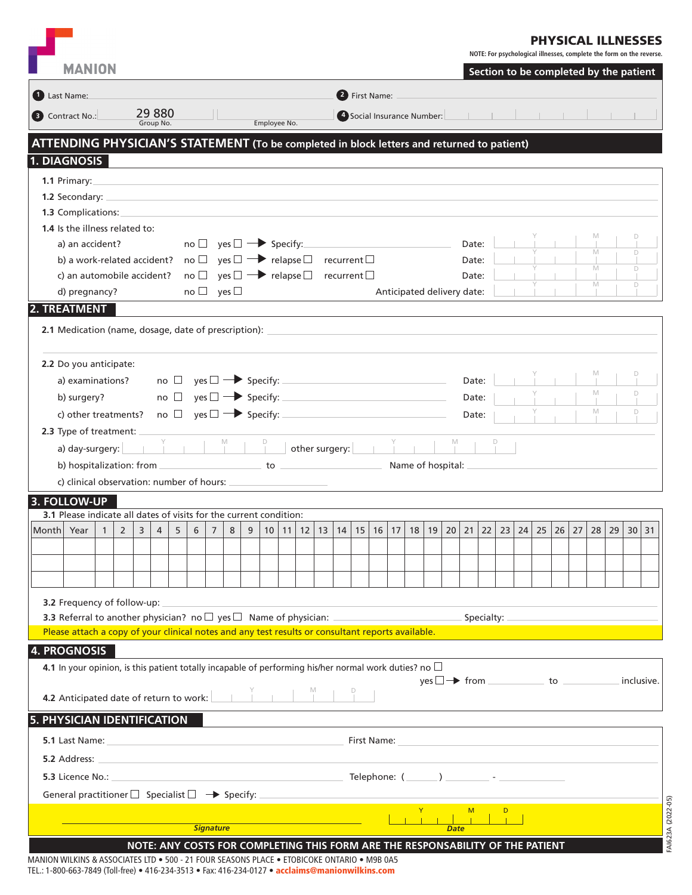MANION

# PHYSICAL ILLNESSES

NOTE: For psychological illnesses, complete the form on the reverse.

**Section to be completed by the patient**

1 Last Name:  
2 First Name:  
3 Contract No.: 29 880 (Group No.) ______ (Employee No.)  
4 Social Insurance Number:

## ATTENDING PHYSICIAN'S STATEMENT (To be completed in block letters and returned to patient)

### 1. DIAGNOSIS

**1.1** Primary:  
**1.2** Secondary:  
**1.3** Complications:  
**1.4** Is the illness related to:

a) an accident? no ☐ yes ☐ → Specify: ______ Date: Y M D  
b) a work-related accident? no ☐ yes ☐ → relapse ☐ recurrent ☐ Date: Y M D  
c) an automobile accident? no ☐ yes ☐ → relapse ☐ recurrent ☐ Date: Y M D  
d) pregnancy? no ☐ yes ☐ Anticipated delivery date: Y M D

### 2. TREATMENT

**2.1** Medication (name, dosage, date of prescription):

**2.2** Do you anticipate:

a) examinations? no ☐ yes ☐ → Specify: ______ Date: Y M D  
b) surgery? no ☐ yes ☐ → Specify: ______ Date: Y M D  
c) other treatments? no ☐ yes ☐ → Specify: ______ Date: Y M D

**2.3** Type of treatment:

a) day-surgery: Y M D other surgery: Y M D  
b) hospitalization: from ______ to ______ Name of hospital:  
c) clinical observation: number of hours:

### 3. FOLLOW-UP

**3.1** Please indicate all dates of visits for the current condition:

| Month | Year | 1 | 2 | 3 | 4 | 5 | 6 | 7 | 8 | 9 | 10 | 11 | 12 | 13 | 14 | 15 | 16 | 17 | 18 | 19 | 20 | 21 | 22 | 23 | 24 | 25 | 26 | 27 | 28 | 29 | 30 | 31 |
|---|---|---|---|---|---|---|---|---|---|---|---|---|---|---|---|---|---|---|---|---|---|---|---|---|---|---|---|---|---|---|---|---|
| | | | | | | | | | | | | | | | | | | | | | | | | | | | | | | | | |
| | | | | | | | | | | | | | | | | | | | | | | | | | | | | | | | | |
| | | | | | | | | | | | | | | | | | | | | | | | | | | | | | | | | |

**3.2** Frequency of follow-up:  
**3.3** Referral to another physician? no ☐ yes ☐ Name of physician: ______ Specialty:

Please attach a copy of your clinical notes and any test results or consultant reports available.

### 4. PROGNOSIS

**4.1** In your opinion, is this patient totally incapable of performing his/her normal work duties? no ☐  
yes ☐ → from ______ to ______ inclusive.

**4.2** Anticipated date of return to work: Y M D

### 5. PHYSICIAN IDENTIFICATION

**5.1** Last Name: ______ First Name:  
**5.2** Address:  
**5.3** Licence No.: ______ Telephone: ( ) ______ - ______

General practitioner ☐ Specialist ☐ → Specify:

*Signature* ______ *Date* Y M D

**NOTE: ANY COSTS FOR COMPLETING THIS FORM ARE THE RESPONSABILITY OF THE PATIENT**

MANION WILKINS & ASSOCIATES LTD • 500 - 21 FOUR SEASONS PLACE • ETOBICOKE ONTARIO • M9B 0A5  
TEL.: 1-800-663-7849 (Toll-free) • 416-234-3513 • Fax: 416-234-0127 • acclaims@manionwilkins.com

FAI623A (2022-05)